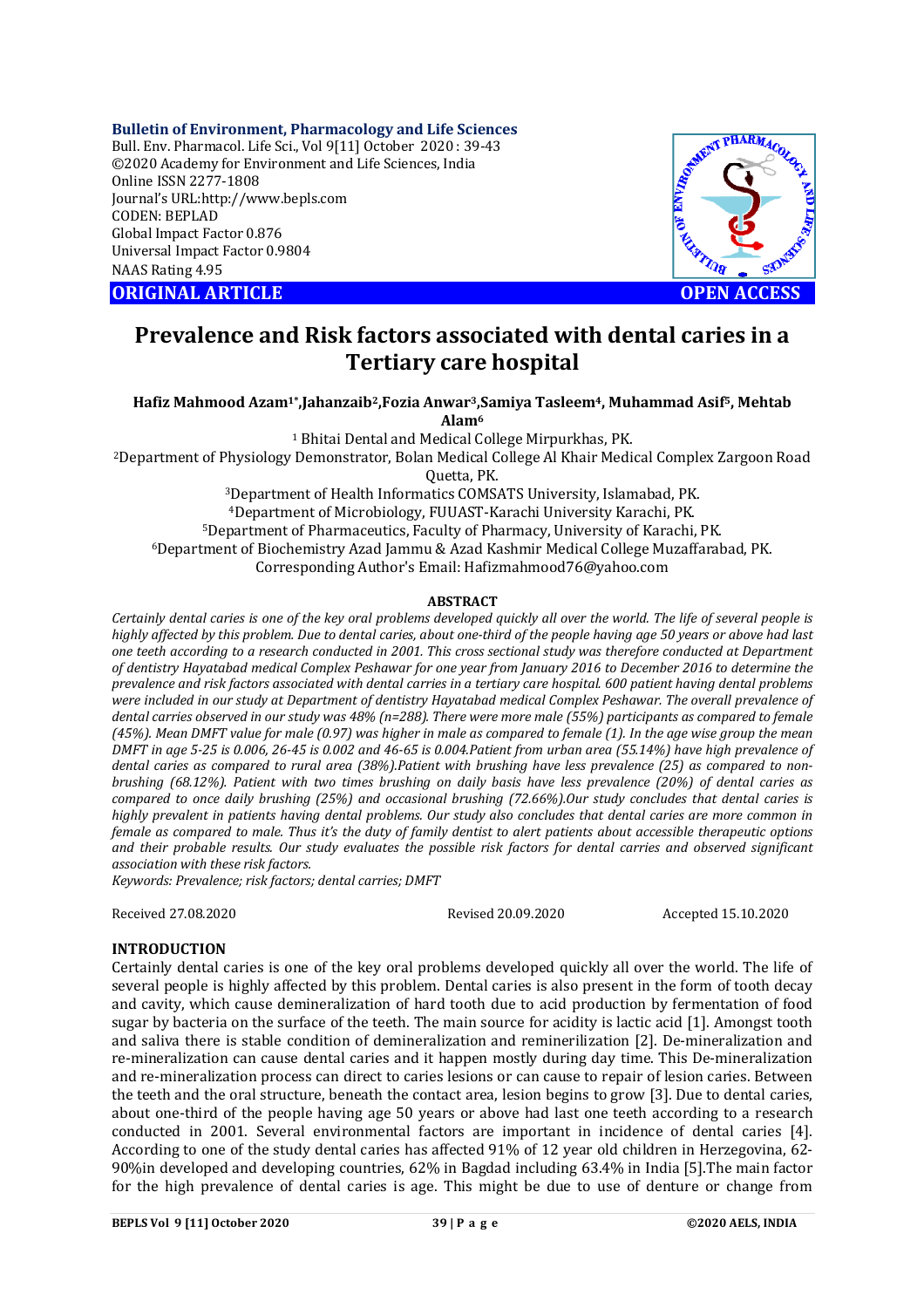**Bulletin of Environment, Pharmacology and Life Sciences**
Bull. Env. Pharmacol. Life Sci., Vol 9[11] October 2020 : 39-43
©2020 Academy for Environment and Life Sciences, India
Online ISSN 2277-1808
Journal's URL:http://www.bepls.com
CODEN: BEPLAD
Global Impact Factor 0.876
Universal Impact Factor 0.9804
NAAS Rating 4.95

**ORIGINAL ARTICLE** **OPEN ACCESS**

# Prevalence and Risk factors associated with dental caries in a Tertiary care hospital

**Hafiz Mahmood Azam[1*],Jahanzaib[2],Fozia Anwar[3],Samiya Tasleem[4], Muhammad Asif[5], Mehtab Alam[6]**

[1] Bhitai Dental and Medical College Mirpurkhas, PK.
[2]Department of Physiology Demonstrator, Bolan Medical College Al Khair Medical Complex Zargoon Road Quetta, PK.
[3]Department of Health Informatics COMSATS University, Islamabad, PK.
[4]Department of Microbiology, FUUAST-Karachi University Karachi, PK.
[5]Department of Pharmaceutics, Faculty of Pharmacy, University of Karachi, PK.
[6]Department of Biochemistry Azad Jammu & Azad Kashmir Medical College Muzaffarabad, PK.
Corresponding Author's Email: Hafizmahmood76@yahoo.com

## ABSTRACT

*Certainly dental caries is one of the key oral problems developed quickly all over the world. The life of several people is highly affected by this problem. Due to dental caries, about one-third of the people having age 50 years or above had last one teeth according to a research conducted in 2001. This cross sectional study was therefore conducted at Department of dentistry Hayatabad medical Complex Peshawar for one year from January 2016 to December 2016 to determine the prevalence and risk factors associated with dental carries in a tertiary care hospital. 600 patient having dental problems were included in our study at Department of dentistry Hayatabad medical Complex Peshawar. The overall prevalence of dental carries observed in our study was 48% (n=288). There were more male (55%) participants as compared to female (45%). Mean DMFT value for male (0.97) was higher in male as compared to female (1). In the age wise group the mean DMFT in age 5-25 is 0.006, 26-45 is 0.002 and 46-65 is 0.004.Patient from urban area (55.14%) have high prevalence of dental caries as compared to rural area (38%).Patient with brushing have less prevalence (25) as compared to non-brushing (68.12%). Patient with two times brushing on daily basis have less prevalence (20%) of dental caries as compared to once daily brushing (25%) and occasional brushing (72.66%).Our study concludes that dental caries is highly prevalent in patients having dental problems. Our study also concludes that dental caries are more common in female as compared to male. Thus it's the duty of family dentist to alert patients about accessible therapeutic options and their probable results. Our study evaluates the possible risk factors for dental carries and observed significant association with these risk factors.*

*Keywords: Prevalence; risk factors; dental carries; DMFT*

Received 27.08.2020 Revised 20.09.2020 Accepted 15.10.2020

## INTRODUCTION

Certainly dental caries is one of the key oral problems developed quickly all over the world. The life of several people is highly affected by this problem. Dental caries is also present in the form of tooth decay and cavity, which cause demineralization of hard tooth due to acid production by fermentation of food sugar by bacteria on the surface of the teeth. The main source for acidity is lactic acid [1]. Amongst tooth and saliva there is stable condition of demineralization and reminerilization [2]. De-mineralization and re-mineralization can cause dental caries and it happen mostly during day time. This De-mineralization and re-mineralization process can direct to caries lesions or can cause to repair of lesion caries. Between the teeth and the oral structure, beneath the contact area, lesion begins to grow [3]. Due to dental caries, about one-third of the people having age 50 years or above had last one teeth according to a research conducted in 2001. Several environmental factors are important in incidence of dental caries [4]. According to one of the study dental caries has affected 91% of 12 year old children in Herzegovina, 62-90%in developed and developing countries, 62% in Bagdad including 63.4% in India [5].The main factor for the high prevalence of dental caries is age. This might be due to use of denture or change from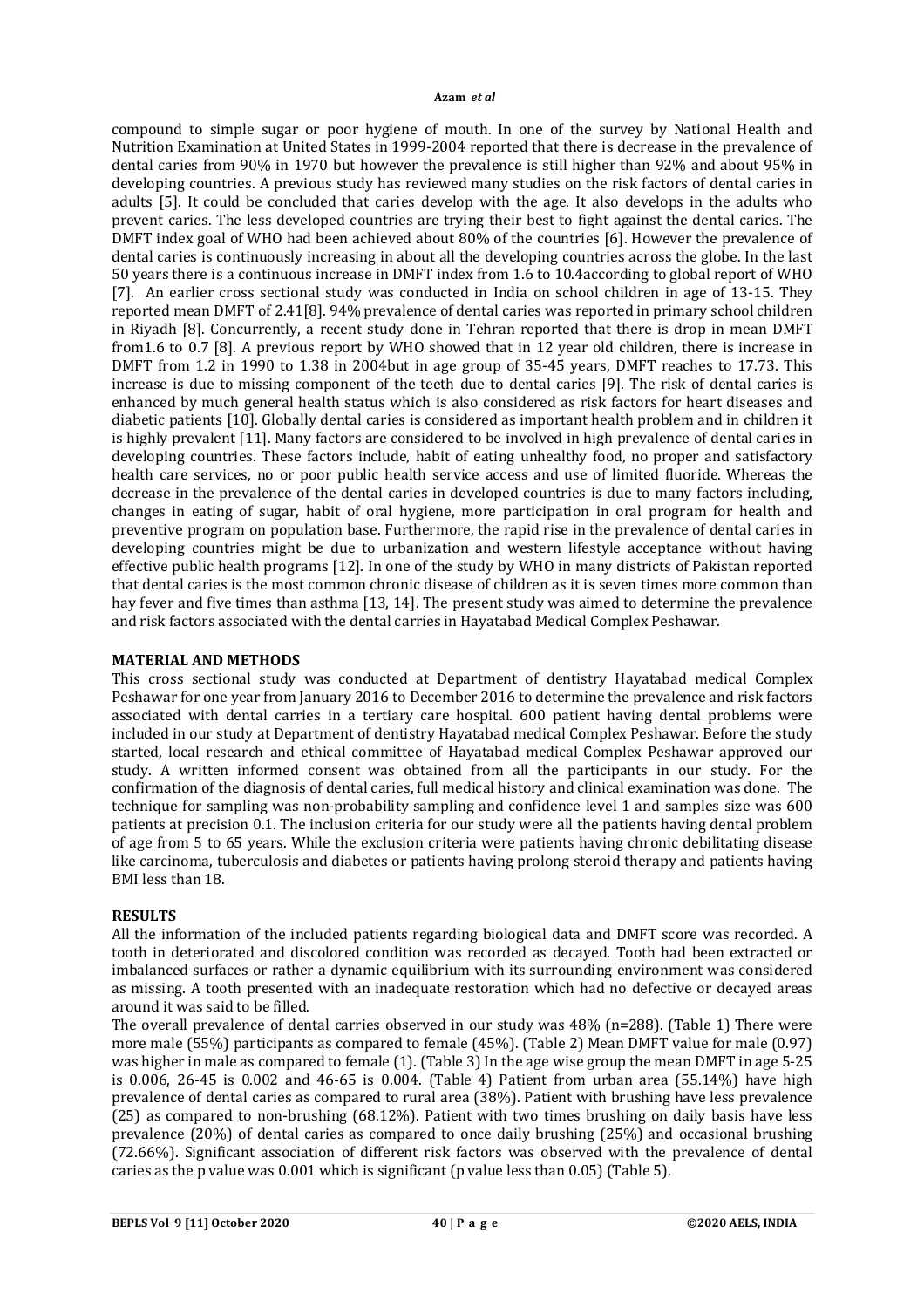compound to simple sugar or poor hygiene of mouth. In one of the survey by National Health and Nutrition Examination at United States in 1999-2004 reported that there is decrease in the prevalence of dental caries from 90% in 1970 but however the prevalence is still higher than 92% and about 95% in developing countries. A previous study has reviewed many studies on the risk factors of dental caries in adults [5]. It could be concluded that caries develop with the age. It also develops in the adults who prevent caries. The less developed countries are trying their best to fight against the dental caries. The DMFT index goal of WHO had been achieved about 80% of the countries [6]. However the prevalence of dental caries is continuously increasing in about all the developing countries across the globe. In the last 50 years there is a continuous increase in DMFT index from 1.6 to 10.4according to global report of WHO [7]. An earlier cross sectional study was conducted in India on school children in age of 13-15. They reported mean DMFT of 2.41[8]. 94% prevalence of dental caries was reported in primary school children in Riyadh [8]. Concurrently, a recent study done in Tehran reported that there is drop in mean DMFT from1.6 to 0.7 [8]. A previous report by WHO showed that in 12 year old children, there is increase in DMFT from 1.2 in 1990 to 1.38 in 2004but in age group of 35-45 years, DMFT reaches to 17.73. This increase is due to missing component of the teeth due to dental caries [9]. The risk of dental caries is enhanced by much general health status which is also considered as risk factors for heart diseases and diabetic patients [10]. Globally dental caries is considered as important health problem and in children it is highly prevalent [11]. Many factors are considered to be involved in high prevalence of dental caries in developing countries. These factors include, habit of eating unhealthy food, no proper and satisfactory health care services, no or poor public health service access and use of limited fluoride. Whereas the decrease in the prevalence of the dental caries in developed countries is due to many factors including, changes in eating of sugar, habit of oral hygiene, more participation in oral program for health and preventive program on population base. Furthermore, the rapid rise in the prevalence of dental caries in developing countries might be due to urbanization and western lifestyle acceptance without having effective public health programs [12]. In one of the study by WHO in many districts of Pakistan reported that dental caries is the most common chronic disease of children as it is seven times more common than hay fever and five times than asthma [13, 14]. The present study was aimed to determine the prevalence and risk factors associated with the dental carries in Hayatabad Medical Complex Peshawar.

## MATERIAL AND METHODS

This cross sectional study was conducted at Department of dentistry Hayatabad medical Complex Peshawar for one year from January 2016 to December 2016 to determine the prevalence and risk factors associated with dental carries in a tertiary care hospital. 600 patient having dental problems were included in our study at Department of dentistry Hayatabad medical Complex Peshawar. Before the study started, local research and ethical committee of Hayatabad medical Complex Peshawar approved our study. A written informed consent was obtained from all the participants in our study. For the confirmation of the diagnosis of dental caries, full medical history and clinical examination was done. The technique for sampling was non-probability sampling and confidence level 1 and samples size was 600 patients at precision 0.1. The inclusion criteria for our study were all the patients having dental problem of age from 5 to 65 years. While the exclusion criteria were patients having chronic debilitating disease like carcinoma, tuberculosis and diabetes or patients having prolong steroid therapy and patients having BMI less than 18.

## RESULTS

All the information of the included patients regarding biological data and DMFT score was recorded. A tooth in deteriorated and discolored condition was recorded as decayed. Tooth had been extracted or imbalanced surfaces or rather a dynamic equilibrium with its surrounding environment was considered as missing. A tooth presented with an inadequate restoration which had no defective or decayed areas around it was said to be filled.

The overall prevalence of dental carries observed in our study was 48% (n=288). (Table 1) There were more male (55%) participants as compared to female (45%). (Table 2) Mean DMFT value for male (0.97) was higher in male as compared to female (1). (Table 3) In the age wise group the mean DMFT in age 5-25 is 0.006, 26-45 is 0.002 and 46-65 is 0.004. (Table 4) Patient from urban area (55.14%) have high prevalence of dental caries as compared to rural area (38%). Patient with brushing have less prevalence (25) as compared to non-brushing (68.12%). Patient with two times brushing on daily basis have less prevalence (20%) of dental caries as compared to once daily brushing (25%) and occasional brushing (72.66%). Significant association of different risk factors was observed with the prevalence of dental caries as the p value was 0.001 which is significant (p value less than 0.05) (Table 5).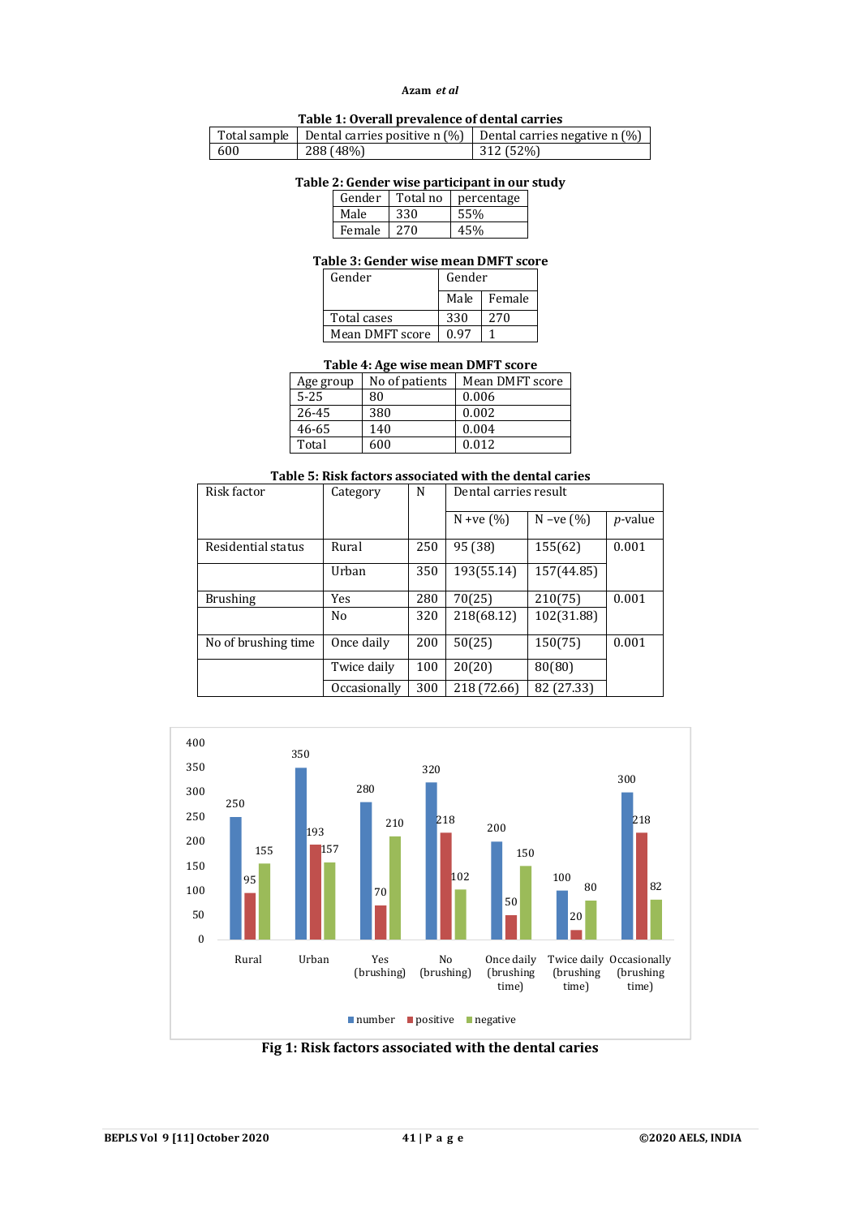**Table 1: Overall prevalence of dental carries**

| Total sample | Dental carries positive n (%) | Dental carries negative n (%) |
|---|---|---|
| 600 | 288 (48%) | 312 (52%) |

**Table 2: Gender wise participant in our study**

| Gender | Total no | percentage |
|---|---|---|
| Male | 330 | 55% |
| Female | 270 | 45% |

**Table 3: Gender wise mean DMFT score**

| Gender | Gender | |
|---|---|---|
| | Male | Female |
| Total cases | 330 | 270 |
| Mean DMFT score | 0.97 | 1 |

**Table 4: Age wise mean DMFT score**

| Age group | No of patients | Mean DMFT score |
|---|---|---|
| 5-25 | 80 | 0.006 |
| 26-45 | 380 | 0.002 |
| 46-65 | 140 | 0.004 |
| Total | 600 | 0.012 |

**Table 5: Risk factors associated with the dental caries**

| Risk factor | Category | N | Dental carries result | | |
|---|---|---|---|---|---|
| | | | N +ve (%) | N –ve (%) | *p*-value |
| Residential status | Rural | 250 | 95 (38) | 155(62) | 0.001 |
| | Urban | 350 | 193(55.14) | 157(44.85) | |
| Brushing | Yes | 280 | 70(25) | 210(75) | 0.001 |
| | No | 320 | 218(68.12) | 102(31.88) | |
| No of brushing time | Once daily | 200 | 50(25) | 150(75) | 0.001 |
| | Twice daily | 100 | 20(20) | 80(80) | |
| | Occasionally | 300 | 218 (72.66) | 82 (27.33) | |

400
350
300
250
200
150
100
50
0

250 95 155
350 193 157
280 70 210
320 218 102
200 50 150
100 20 80
300 218 82

Rural
Urban
Yes (brushing)
No (brushing)
Once daily (brushing time)
Twice daily (brushing time)
Occasionally (brushing time)

number
positive
negative

**Fig 1: Risk factors associated with the dental caries**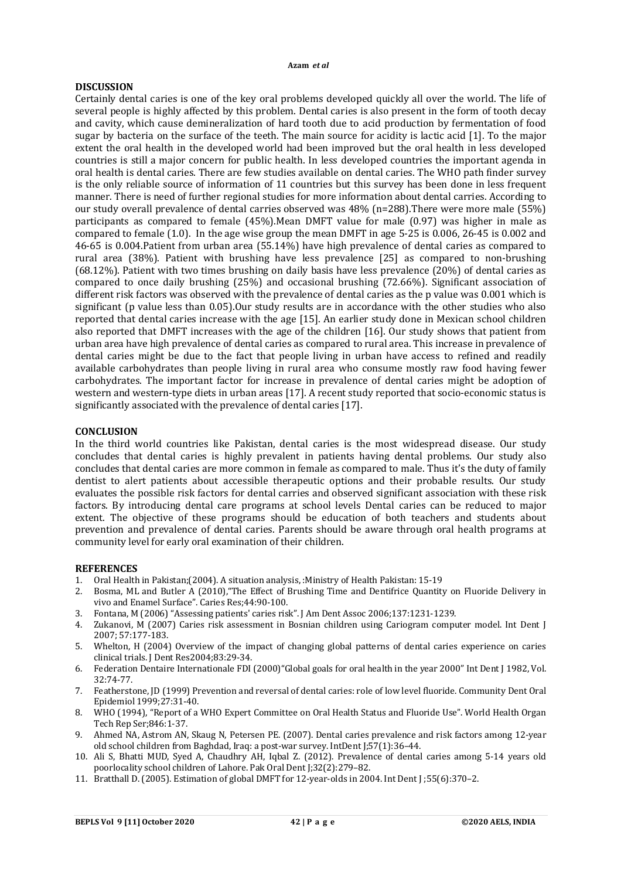## DISCUSSION

Certainly dental caries is one of the key oral problems developed quickly all over the world. The life of several people is highly affected by this problem. Dental caries is also present in the form of tooth decay and cavity, which cause demineralization of hard tooth due to acid production by fermentation of food sugar by bacteria on the surface of the teeth. The main source for acidity is lactic acid [1]. To the major extent the oral health in the developed world had been improved but the oral health in less developed countries is still a major concern for public health. In less developed countries the important agenda in oral health is dental caries. There are few studies available on dental caries. The WHO path finder survey is the only reliable source of information of 11 countries but this survey has been done in less frequent manner. There is need of further regional studies for more information about dental carries. According to our study overall prevalence of dental carries observed was 48% (n=288).There were more male (55%) participants as compared to female (45%).Mean DMFT value for male (0.97) was higher in male as compared to female (1.0). In the age wise group the mean DMFT in age 5-25 is 0.006, 26-45 is 0.002 and 46-65 is 0.004.Patient from urban area (55.14%) have high prevalence of dental caries as compared to rural area (38%). Patient with brushing have less prevalence [25] as compared to non-brushing (68.12%). Patient with two times brushing on daily basis have less prevalence (20%) of dental caries as compared to once daily brushing (25%) and occasional brushing (72.66%). Significant association of different risk factors was observed with the prevalence of dental caries as the p value was 0.001 which is significant (p value less than 0.05).Our study results are in accordance with the other studies who also reported that dental caries increase with the age [15]. An earlier study done in Mexican school children also reported that DMFT increases with the age of the children [16]. Our study shows that patient from urban area have high prevalence of dental caries as compared to rural area. This increase in prevalence of dental caries might be due to the fact that people living in urban have access to refined and readily available carbohydrates than people living in rural area who consume mostly raw food having fewer carbohydrates. The important factor for increase in prevalence of dental caries might be adoption of western and western-type diets in urban areas [17]. A recent study reported that socio-economic status is significantly associated with the prevalence of dental caries [17].

## CONCLUSION

In the third world countries like Pakistan, dental caries is the most widespread disease. Our study concludes that dental caries is highly prevalent in patients having dental problems. Our study also concludes that dental caries are more common in female as compared to male. Thus it's the duty of family dentist to alert patients about accessible therapeutic options and their probable results. Our study evaluates the possible risk factors for dental carries and observed significant association with these risk factors. By introducing dental care programs at school levels Dental caries can be reduced to major extent. The objective of these programs should be education of both teachers and students about prevention and prevalence of dental caries. Parents should be aware through oral health programs at community level for early oral examination of their children.

## REFERENCES

1. Oral Health in Pakistan;(2004). A situation analysis, :Ministry of Health Pakistan: 15-19
2. Bosma, ML and Butler A (2010),"The Effect of Brushing Time and Dentifrice Quantity on Fluoride Delivery in vivo and Enamel Surface". Caries Res;44:90-100.
3. Fontana, M (2006) "Assessing patients' caries risk". J Am Dent Assoc 2006;137:1231-1239.
4. Zukanovi, M (2007) Caries risk assessment in Bosnian children using Cariogram computer model. Int Dent J 2007; 57:177-183.
5. Whelton, H (2004) Overview of the impact of changing global patterns of dental caries experience on caries clinical trials. J Dent Res2004;83:29-34.
6. Federation Dentaire Internationale FDI (2000)"Global goals for oral health in the year 2000" Int Dent J 1982, Vol. 32:74-77.
7. Featherstone, JD (1999) Prevention and reversal of dental caries: role of low level fluoride. Community Dent Oral Epidemiol 1999;27:31-40.
8. WHO (1994), "Report of a WHO Expert Committee on Oral Health Status and Fluoride Use". World Health Organ Tech Rep Ser;846:1-37.
9. Ahmed NA, Astrom AN, Skaug N, Petersen PE. (2007). Dental caries prevalence and risk factors among 12-year old school children from Baghdad, Iraq: a post-war survey. IntDent J;57(1):36–44.
10. Ali S, Bhatti MUD, Syed A, Chaudhry AH, Iqbal Z. (2012). Prevalence of dental caries among 5-14 years old poorlocality school children of Lahore. Pak Oral Dent J;32(2):279–82.
11. Bratthall D. (2005). Estimation of global DMFT for 12-year-olds in 2004. Int Dent J ;55(6):370–2.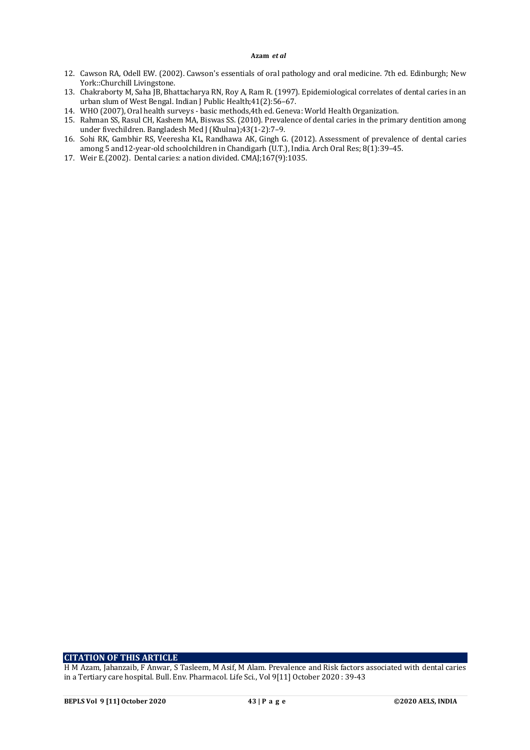12. Cawson RA, Odell EW. (2002). Cawson's essentials of oral pathology and oral medicine. 7th ed. Edinburgh; New York::Churchill Livingstone.
13. Chakraborty M, Saha JB, Bhattacharya RN, Roy A, Ram R. (1997). Epidemiological correlates of dental caries in an urban slum of West Bengal. Indian J Public Health;41(2):56–67.
14. WHO (2007), Oral health surveys - basic methods,4th ed. Geneva: World Health Organization.
15. Rahman SS, Rasul CH, Kashem MA, Biswas SS. (2010). Prevalence of dental caries in the primary dentition among under fivechildren. Bangladesh Med J (Khulna);43(1-2):7–9.
16. Sohi RK, Gambhir RS, Veeresha KL, Randhawa AK, Gingh G. (2012). Assessment of prevalence of dental caries among 5 and12-year-old schoolchildren in Chandigarh (U.T.), India. Arch Oral Res; 8(1):39–45.
17. Weir E.(2002). Dental caries: a nation divided. CMAJ;167(9):1035.

## CITATION OF THIS ARTICLE

H M Azam, Jahanzaib, F Anwar, S Tasleem, M Asif, M Alam. Prevalence and Risk factors associated with dental caries in a Tertiary care hospital. Bull. Env. Pharmacol. Life Sci., Vol 9[11] October 2020 : 39-43